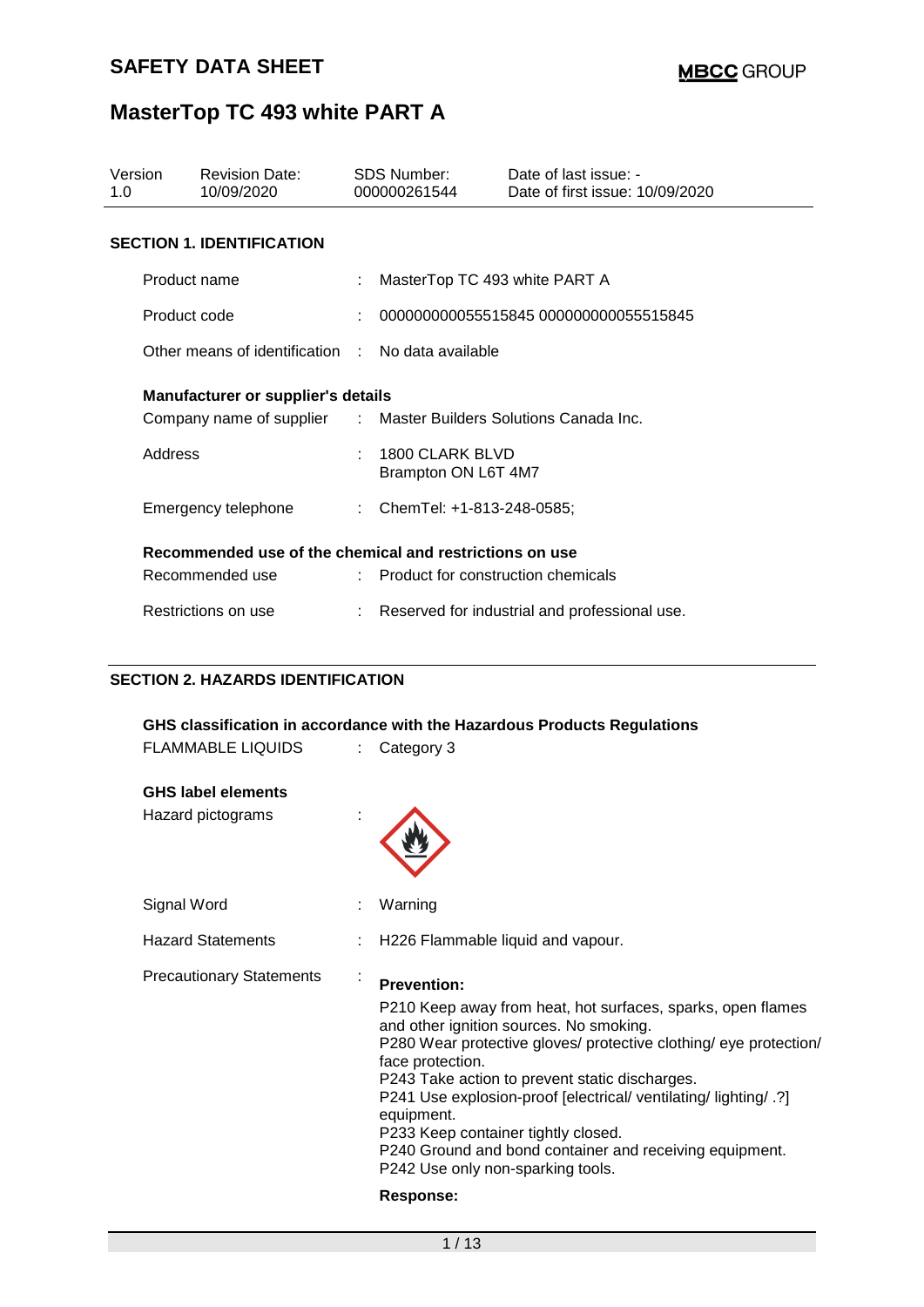# SAFETY DATA SHEET

**MBCC GROUP**

# MasterTop TC 493 white PART A

| Version | Revision Date: | SDS Number: | Date of last issue: - |
|---|---|---|---|
| 1.0 | 10/09/2020 | 000000261544 | Date of first issue: 10/09/2020 |

## SECTION 1. IDENTIFICATION

| | | |
|---|---|---|
| Product name | : | MasterTop TC 493 white PART A |
| Product code | : | 000000000055515845 000000000055515845 |
| Other means of identification | : | No data available |

**Manufacturer or supplier's details**

| | | |
|---|---|---|
| Company name of supplier | : | Master Builders Solutions Canada Inc. |
| Address | : | 1800 CLARK BLVD<br>Brampton ON L6T 4M7 |
| Emergency telephone | : | ChemTel: +1-813-248-0585; |

**Recommended use of the chemical and restrictions on use**

| | | |
|---|---|---|
| Recommended use | : | Product for construction chemicals |
| Restrictions on use | : | Reserved for industrial and professional use. |

## SECTION 2. HAZARDS IDENTIFICATION

**GHS classification in accordance with the Hazardous Products Regulations**

FLAMMABLE LIQUIDS : Category 3

**GHS label elements**

Hazard pictograms :

Signal Word : Warning

Hazard Statements : H226 Flammable liquid and vapour.

Precautionary Statements :

**Prevention:**

P210 Keep away from heat, hot surfaces, sparks, open flames and other ignition sources. No smoking.
P280 Wear protective gloves/ protective clothing/ eye protection/ face protection.
P243 Take action to prevent static discharges.
P241 Use explosion-proof [electrical/ ventilating/ lighting/ .?] equipment.
P233 Keep container tightly closed.
P240 Ground and bond container and receiving equipment.
P242 Use only non-sparking tools.

**Response:**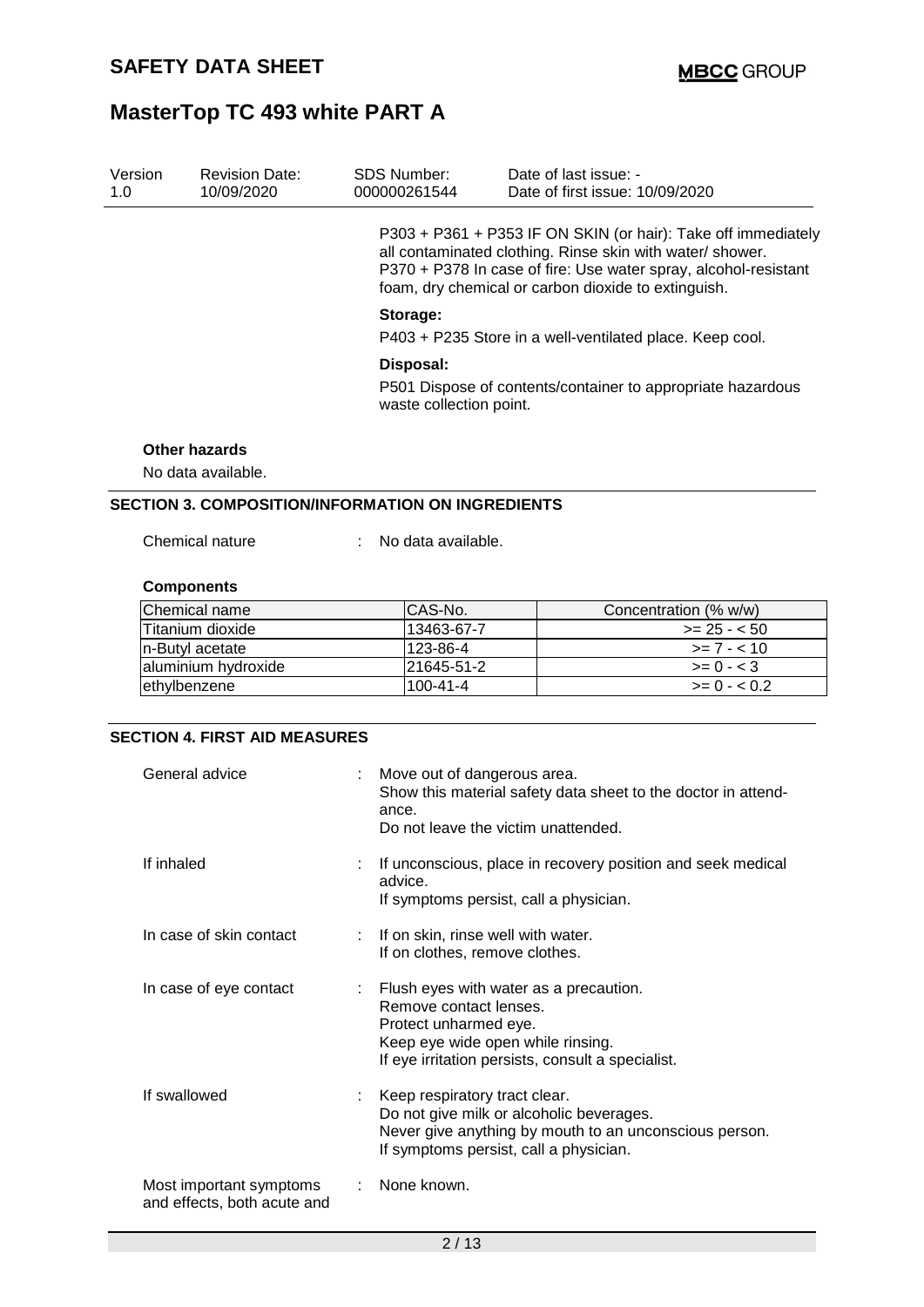P303 + P361 + P353 IF ON SKIN (or hair): Take off immediately all contaminated clothing. Rinse skin with water/ shower.
P370 + P378 In case of fire: Use water spray, alcohol-resistant foam, dry chemical or carbon dioxide to extinguish.

**Storage:**

P403 + P235 Store in a well-ventilated place. Keep cool.

**Disposal:**

P501 Dispose of contents/container to appropriate hazardous waste collection point.

**Other hazards**

No data available.

## SECTION 3. COMPOSITION/INFORMATION ON INGREDIENTS

Chemical nature : No data available.

**Components**

| Chemical name | CAS-No. | Concentration (% w/w) |
|---|---|---|
| Titanium dioxide | 13463-67-7 | >= 25 - < 50 |
| n-Butyl acetate | 123-86-4 | >= 7 - < 10 |
| aluminium hydroxide | 21645-51-2 | >= 0 - < 3 |
| ethylbenzene | 100-41-4 | >= 0 - < 0.2 |

## SECTION 4. FIRST AID MEASURES

General advice : Move out of dangerous area.
Show this material safety data sheet to the doctor in attendance.
Do not leave the victim unattended.

If inhaled : If unconscious, place in recovery position and seek medical advice.
If symptoms persist, call a physician.

In case of skin contact : If on skin, rinse well with water.
If on clothes, remove clothes.

In case of eye contact : Flush eyes with water as a precaution.
Remove contact lenses.
Protect unharmed eye.
Keep eye wide open while rinsing.
If eye irritation persists, consult a specialist.

If swallowed : Keep respiratory tract clear.
Do not give milk or alcoholic beverages.
Never give anything by mouth to an unconscious person.
If symptoms persist, call a physician.

Most important symptoms and effects, both acute and : None known.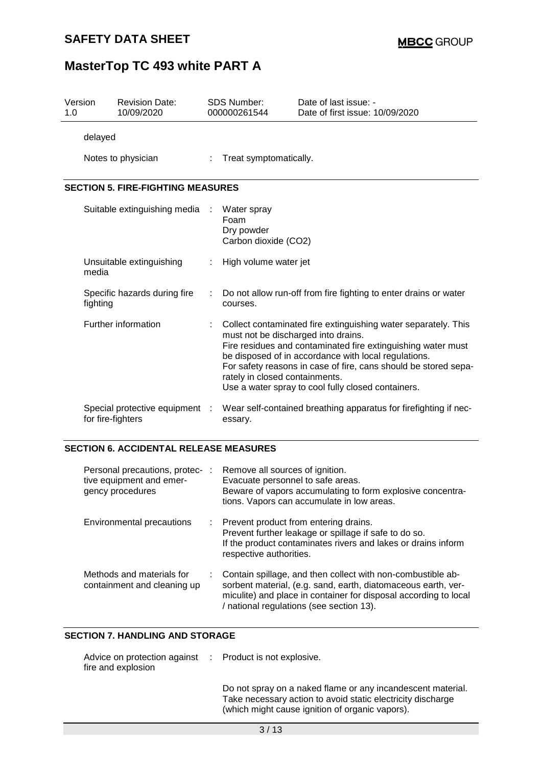delayed

| | | |
|---|---|---|
| Notes to physician | : | Treat symptomatically. |

## SECTION 5. FIRE-FIGHTING MEASURES

| | | |
|---|---|---|
| Suitable extinguishing media | : | Water spray<br>Foam<br>Dry powder<br>Carbon dioxide (CO2) |
| Unsuitable extinguishing media | : | High volume water jet |
| Specific hazards during fire fighting | : | Do not allow run-off from fire fighting to enter drains or water courses. |
| Further information | : | Collect contaminated fire extinguishing water separately. This must not be discharged into drains.<br>Fire residues and contaminated fire extinguishing water must be disposed of in accordance with local regulations.<br>For safety reasons in case of fire, cans should be stored separately in closed containments.<br>Use a water spray to cool fully closed containers. |
| Special protective equipment for fire-fighters | : | Wear self-contained breathing apparatus for firefighting if necessary. |

## SECTION 6. ACCIDENTAL RELEASE MEASURES

| | | |
|---|---|---|
| Personal precautions, protective equipment and emergency procedures | : | Remove all sources of ignition.<br>Evacuate personnel to safe areas.<br>Beware of vapors accumulating to form explosive concentrations. Vapors can accumulate in low areas. |
| Environmental precautions | : | Prevent product from entering drains.<br>Prevent further leakage or spillage if safe to do so.<br>If the product contaminates rivers and lakes or drains inform respective authorities. |
| Methods and materials for containment and cleaning up | : | Contain spillage, and then collect with non-combustible absorbent material, (e.g. sand, earth, diatomaceous earth, vermiculite) and place in container for disposal according to local / national regulations (see section 13). |

## SECTION 7. HANDLING AND STORAGE

| | | |
|---|---|---|
| Advice on protection against fire and explosion | : | Product is not explosive.<br><br>Do not spray on a naked flame or any incandescent material.<br>Take necessary action to avoid static electricity discharge (which might cause ignition of organic vapors). |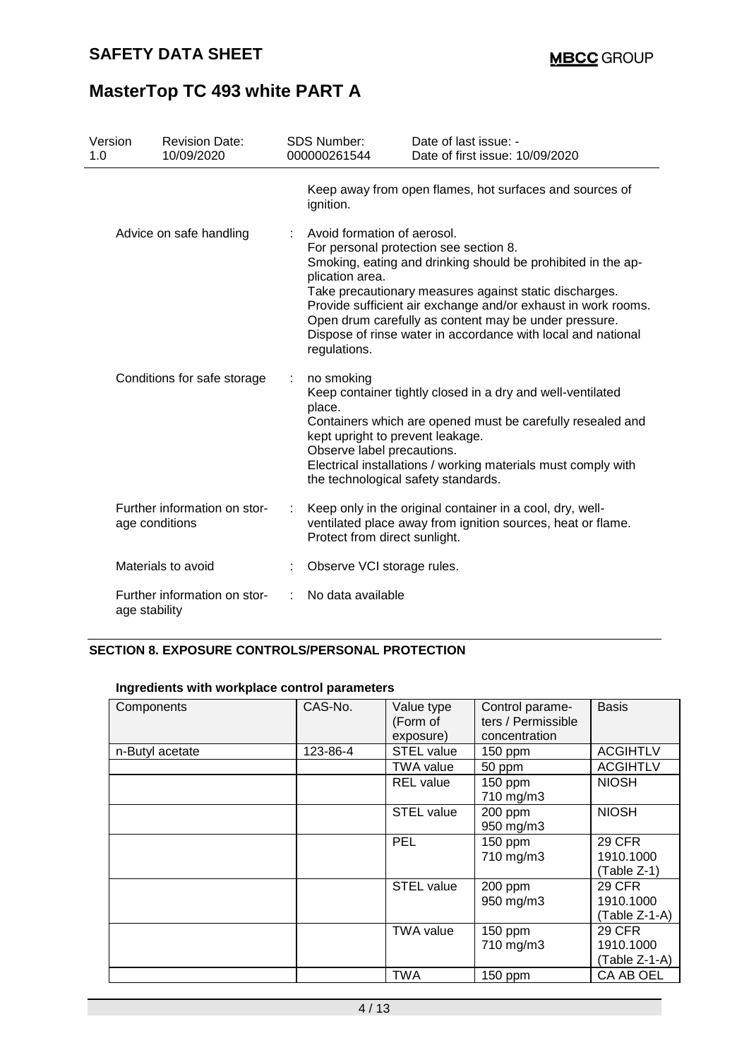Keep away from open flames, hot surfaces and sources of ignition.

Advice on safe handling : Avoid formation of aerosol.
For personal protection see section 8.
Smoking, eating and drinking should be prohibited in the application area.
Take precautionary measures against static discharges.
Provide sufficient air exchange and/or exhaust in work rooms.
Open drum carefully as content may be under pressure.
Dispose of rinse water in accordance with local and national regulations.

Conditions for safe storage : no smoking
Keep container tightly closed in a dry and well-ventilated place.
Containers which are opened must be carefully resealed and kept upright to prevent leakage.
Observe label precautions.
Electrical installations / working materials must comply with the technological safety standards.

Further information on storage conditions : Keep only in the original container in a cool, dry, well-ventilated place away from ignition sources, heat or flame. Protect from direct sunlight.

Materials to avoid : Observe VCI storage rules.

Further information on storage stability : No data available

## SECTION 8. EXPOSURE CONTROLS/PERSONAL PROTECTION

**Ingredients with workplace control parameters**

| Components | CAS-No. | Value type (Form of exposure) | Control parameters / Permissible concentration | Basis |
|---|---|---|---|---|
| n-Butyl acetate | 123-86-4 | STEL value | 150 ppm | ACGIHTLV |
| | | TWA value | 50 ppm | ACGIHTLV |
| | | REL value | 150 ppm<br>710 mg/m3 | NIOSH |
| | | STEL value | 200 ppm<br>950 mg/m3 | NIOSH |
| | | PEL | 150 ppm<br>710 mg/m3 | 29 CFR 1910.1000 (Table Z-1) |
| | | STEL value | 200 ppm<br>950 mg/m3 | 29 CFR 1910.1000 (Table Z-1-A) |
| | | TWA value | 150 ppm<br>710 mg/m3 | 29 CFR 1910.1000 (Table Z-1-A) |
| | | TWA | 150 ppm | CA AB OEL |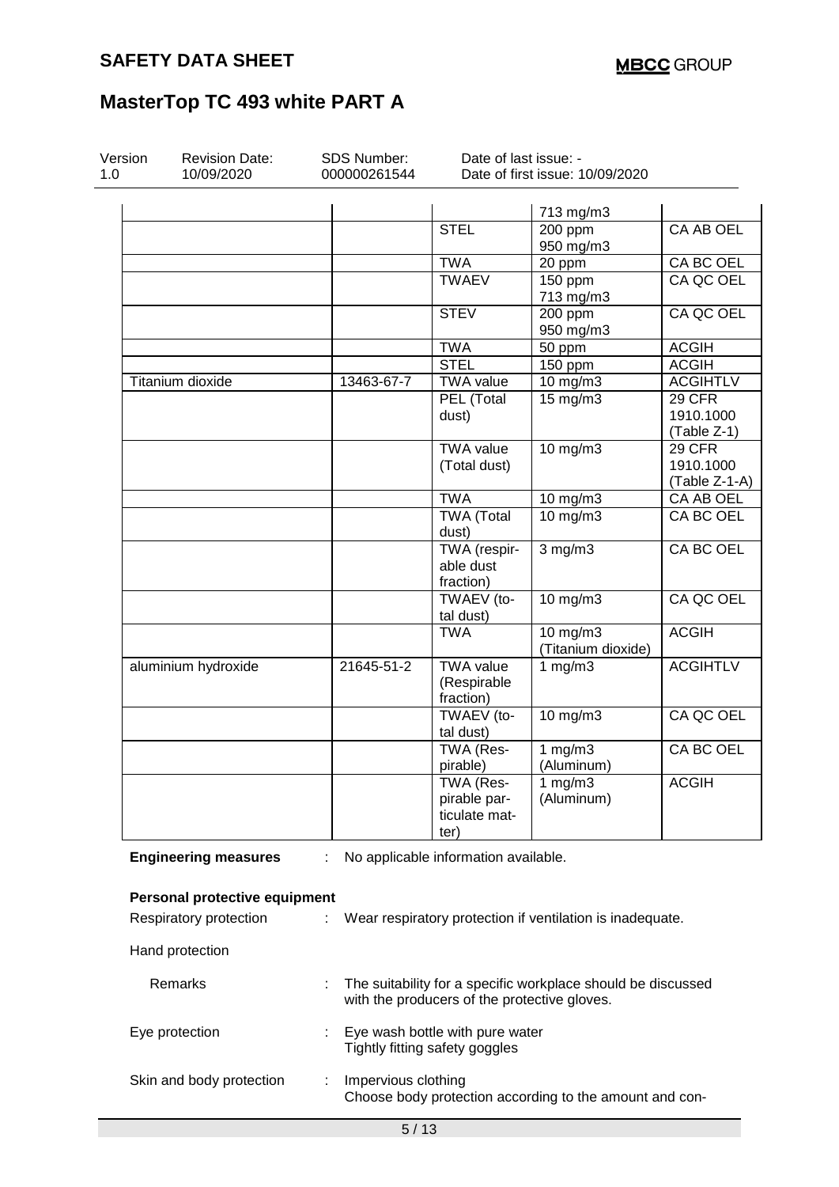| | | | | |
|---|---|---|---|---|
| | | | 713 mg/m3 | |
| | | STEL | 200 ppm 950 mg/m3 | CA AB OEL |
| | | TWA | 20 ppm | CA BC OEL |
| | | TWAEV | 150 ppm 713 mg/m3 | CA QC OEL |
| | | STEV | 200 ppm 950 mg/m3 | CA QC OEL |
| | | TWA | 50 ppm | ACGIH |
| | | STEL | 150 ppm | ACGIH |
| Titanium dioxide | 13463-67-7 | TWA value | 10 mg/m3 | ACGIHTLV |
| | | PEL (Total dust) | 15 mg/m3 | 29 CFR 1910.1000 (Table Z-1) |
| | | TWA value (Total dust) | 10 mg/m3 | 29 CFR 1910.1000 (Table Z-1-A) |
| | | TWA | 10 mg/m3 | CA AB OEL |
| | | TWA (Total dust) | 10 mg/m3 | CA BC OEL |
| | | TWA (respirable dust fraction) | 3 mg/m3 | CA BC OEL |
| | | TWAEV (total dust) | 10 mg/m3 | CA QC OEL |
| | | TWA | 10 mg/m3 (Titanium dioxide) | ACGIH |
| aluminium hydroxide | 21645-51-2 | TWA value (Respirable fraction) | 1 mg/m3 | ACGIHTLV |
| | | TWAEV (total dust) | 10 mg/m3 | CA QC OEL |
| | | TWA (Respirable) | 1 mg/m3 (Aluminum) | CA BC OEL |
| | | TWA (Respirable particulate matter) | 1 mg/m3 (Aluminum) | ACGIH |

**Engineering measures** : No applicable information available.

**Personal protective equipment**

Respiratory protection : Wear respiratory protection if ventilation is inadequate.

Hand protection

Remarks : The suitability for a specific workplace should be discussed with the producers of the protective gloves.

Eye protection : Eye wash bottle with pure water
Tightly fitting safety goggles

Skin and body protection : Impervious clothing
Choose body protection according to the amount and con-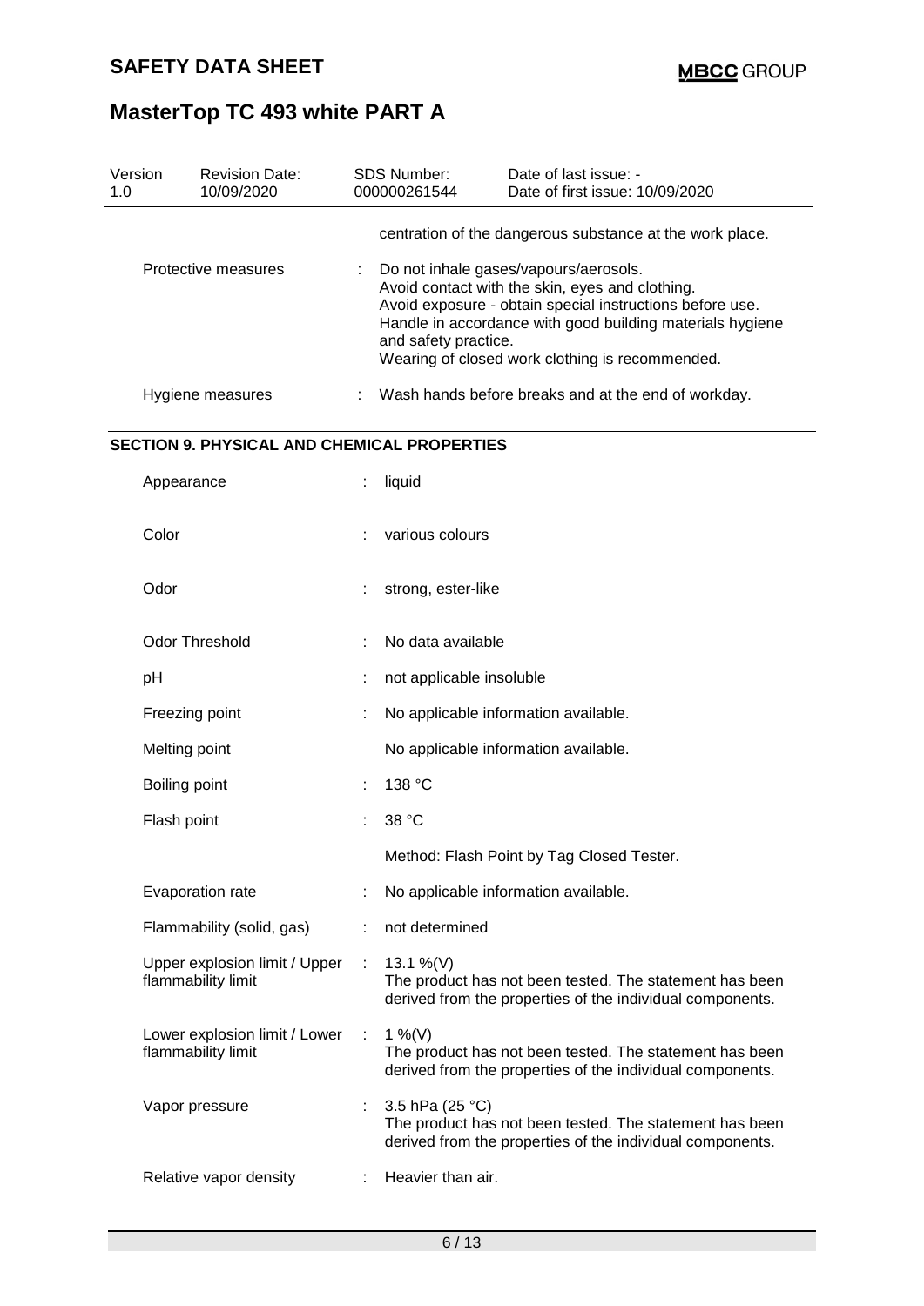centration of the dangerous substance at the work place.

| | | |
|---|---|---|
| Protective measures | : | Do not inhale gases/vapours/aerosols.<br>Avoid contact with the skin, eyes and clothing.<br>Avoid exposure - obtain special instructions before use.<br>Handle in accordance with good building materials hygiene and safety practice.<br>Wearing of closed work clothing is recommended. |
| Hygiene measures | : | Wash hands before breaks and at the end of workday. |

## SECTION 9. PHYSICAL AND CHEMICAL PROPERTIES

| | | |
|---|---|---|
| Appearance | : | liquid |
| Color | : | various colours |
| Odor | : | strong, ester-like |
| Odor Threshold | : | No data available |
| pH | : | not applicable insoluble |
| Freezing point | : | No applicable information available. |
| Melting point | | No applicable information available. |
| Boiling point | : | 138 °C |
| Flash point | : | 38 °C<br><br>Method: Flash Point by Tag Closed Tester. |
| Evaporation rate | : | No applicable information available. |
| Flammability (solid, gas) | : | not determined |
| Upper explosion limit / Upper flammability limit | : | 13.1 %(V)<br>The product has not been tested. The statement has been derived from the properties of the individual components. |
| Lower explosion limit / Lower flammability limit | : | 1 %(V)<br>The product has not been tested. The statement has been derived from the properties of the individual components. |
| Vapor pressure | : | 3.5 hPa (25 °C)<br>The product has not been tested. The statement has been derived from the properties of the individual components. |
| Relative vapor density | : | Heavier than air. |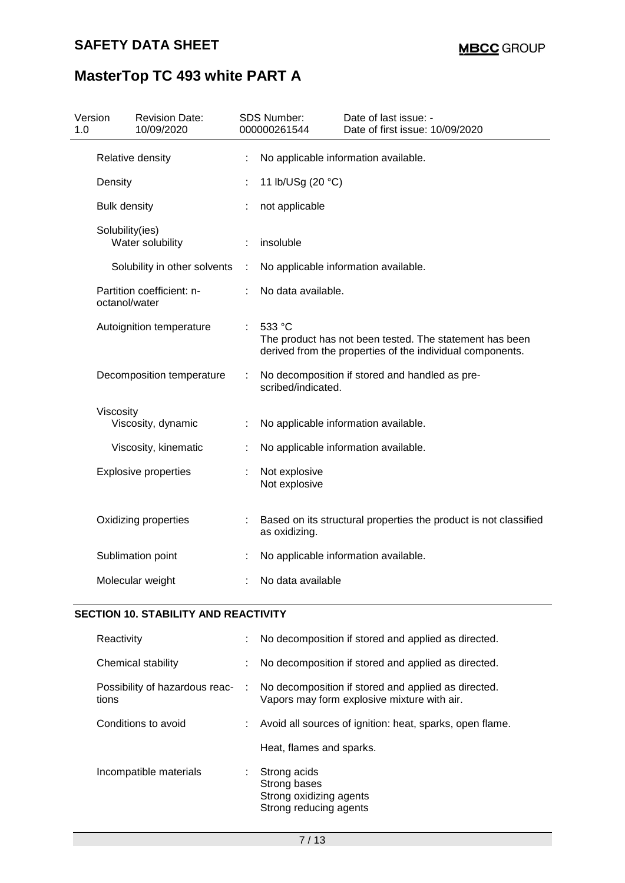| Version 1.0 | Revision Date: 10/09/2020 | SDS Number: 000000261544 | Date of last issue: - Date of first issue: 10/09/2020 |
|---|---|---|---|

| | |
|---|---|
| Relative density | : No applicable information available. |
| Density | : 11 lb/USg (20 °C) |
| Bulk density | : not applicable |
| Solubility(ies) | |
| Water solubility | : insoluble |
| Solubility in other solvents | : No applicable information available. |
| Partition coefficient: n-octanol/water | : No data available. |
| Autoignition temperature | : 533 °C<br>The product has not been tested. The statement has been derived from the properties of the individual components. |
| Decomposition temperature | : No decomposition if stored and handled as prescribed/indicated. |
| Viscosity | |
| Viscosity, dynamic | : No applicable information available. |
| Viscosity, kinematic | : No applicable information available. |
| Explosive properties | : Not explosive<br>Not explosive |
| Oxidizing properties | : Based on its structural properties the product is not classified as oxidizing. |
| Sublimation point | : No applicable information available. |
| Molecular weight | : No data available |

## SECTION 10. STABILITY AND REACTIVITY

| | |
|---|---|
| Reactivity | : No decomposition if stored and applied as directed. |
| Chemical stability | : No decomposition if stored and applied as directed. |
| Possibility of hazardous reactions | : No decomposition if stored and applied as directed.<br>Vapors may form explosive mixture with air. |
| Conditions to avoid | : Avoid all sources of ignition: heat, sparks, open flame.<br><br>Heat, flames and sparks. |
| Incompatible materials | : Strong acids<br>Strong bases<br>Strong oxidizing agents<br>Strong reducing agents |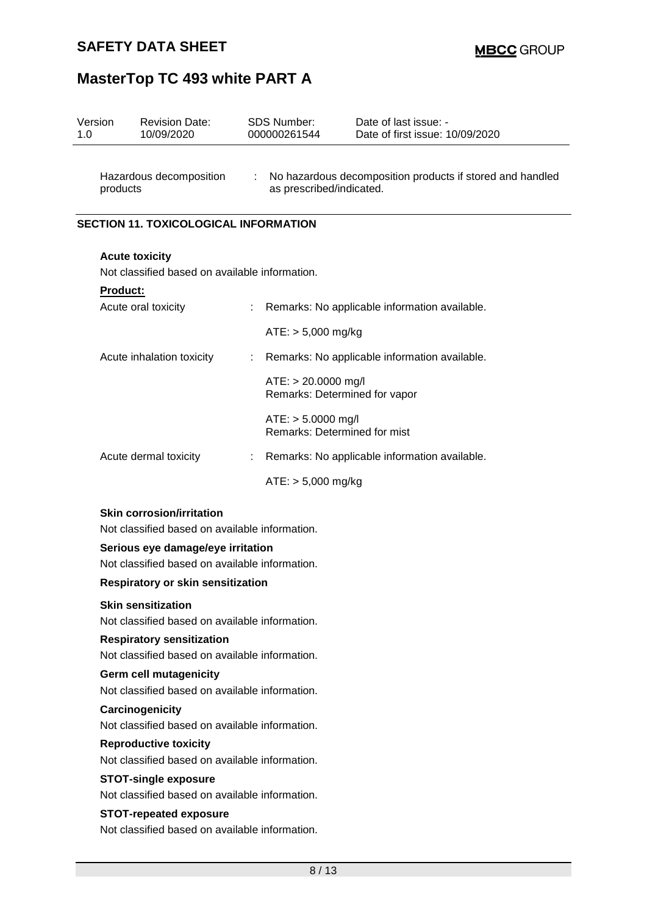| Hazardous decomposition products | : | No hazardous decomposition products if stored and handled as prescribed/indicated. |
|---|---|---|

## SECTION 11. TOXICOLOGICAL INFORMATION

**Acute toxicity**

Not classified based on available information.

**Product:**

| | | |
|---|---|---|
| Acute oral toxicity | : | Remarks: No applicable information available. |
| | | ATE: > 5,000 mg/kg |
| Acute inhalation toxicity | : | Remarks: No applicable information available. |
| | | ATE: > 20.0000 mg/l<br>Remarks: Determined for vapor |
| | | ATE: > 5.0000 mg/l<br>Remarks: Determined for mist |
| Acute dermal toxicity | : | Remarks: No applicable information available. |
| | | ATE: > 5,000 mg/kg |

**Skin corrosion/irritation**

Not classified based on available information.

**Serious eye damage/eye irritation**

Not classified based on available information.

**Respiratory or skin sensitization**

**Skin sensitization**

Not classified based on available information.

**Respiratory sensitization**

Not classified based on available information.

**Germ cell mutagenicity**

Not classified based on available information.

**Carcinogenicity**

Not classified based on available information.

**Reproductive toxicity**

Not classified based on available information.

**STOT-single exposure**

Not classified based on available information.

**STOT-repeated exposure**

Not classified based on available information.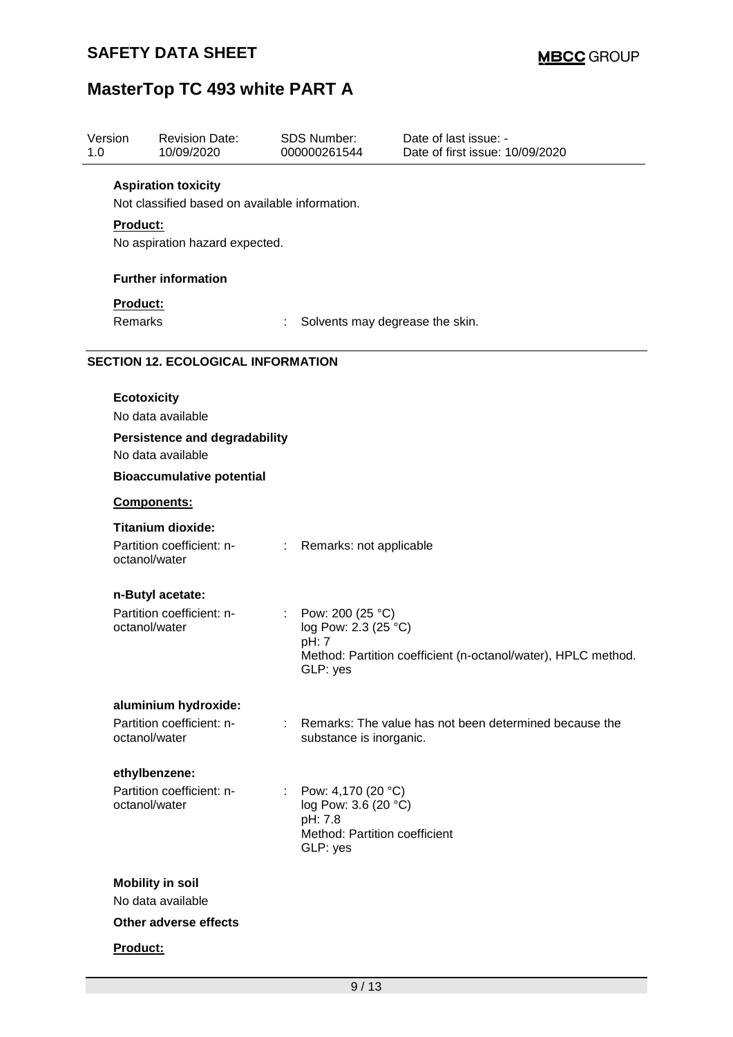| Version | Revision Date: | SDS Number: | Date of last issue: - |
|---|---|---|---|
| 1.0 | 10/09/2020 | 000000261544 | Date of first issue: 10/09/2020 |

**Aspiration toxicity**

Not classified based on available information.

**Product:**

No aspiration hazard expected.

**Further information**

**Product:**

Remarks : Solvents may degrease the skin.

## SECTION 12. ECOLOGICAL INFORMATION

**Ecotoxicity**

No data available

**Persistence and degradability**

No data available

**Bioaccumulative potential**

**Components:**

**Titanium dioxide:**

Partition coefficient: n-octanol/water : Remarks: not applicable

**n-Butyl acetate:**

Partition coefficient: n-octanol/water : Pow: 200 (25 °C)
log Pow: 2.3 (25 °C)
pH: 7
Method: Partition coefficient (n-octanol/water), HPLC method.
GLP: yes

**aluminium hydroxide:**

Partition coefficient: n-octanol/water : Remarks: The value has not been determined because the substance is inorganic.

**ethylbenzene:**

Partition coefficient: n-octanol/water : Pow: 4,170 (20 °C)
log Pow: 3.6 (20 °C)
pH: 7.8
Method: Partition coefficient
GLP: yes

**Mobility in soil**

No data available

**Other adverse effects**

**Product:**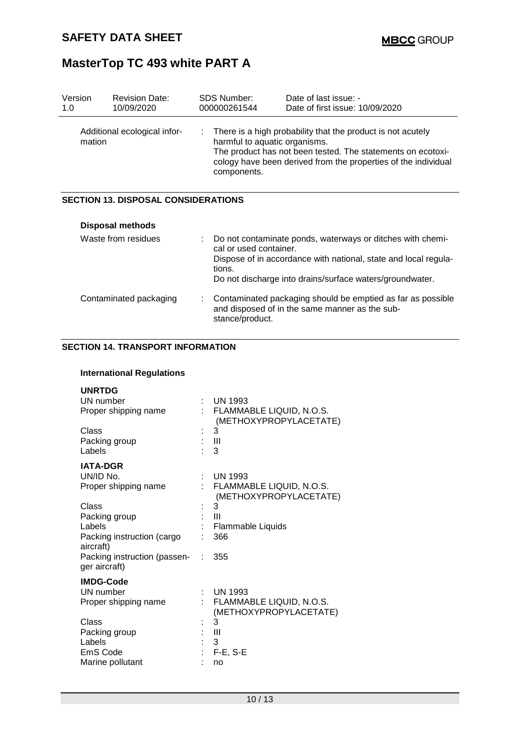| Version 1.0 | Revision Date: 10/09/2020 | SDS Number: 000000261544 | Date of last issue: - Date of first issue: 10/09/2020 |
|---|---|---|---|

| | |
|---|---|
| Additional ecological information | : There is a high probability that the product is not acutely harmful to aquatic organisms. The product has not been tested. The statements on ecotoxicology have been derived from the properties of the individual components. |

## SECTION 13. DISPOSAL CONSIDERATIONS

### Disposal methods

| | |
|---|---|
| Waste from residues | : Do not contaminate ponds, waterways or ditches with chemical or used container. Dispose of in accordance with national, state and local regulations. Do not discharge into drains/surface waters/groundwater. |
| Contaminated packaging | : Contaminated packaging should be emptied as far as possible and disposed of in the same manner as the substance/product. |

## SECTION 14. TRANSPORT INFORMATION

### International Regulations

**UNRTDG**

| | |
|---|---|
| UN number | : UN 1993 |
| Proper shipping name | : FLAMMABLE LIQUID, N.O.S. (METHOXYPROPYLACETATE) |
| Class | : 3 |
| Packing group | : III |
| Labels | : 3 |

**IATA-DGR**

| | |
|---|---|
| UN/ID No. | : UN 1993 |
| Proper shipping name | : FLAMMABLE LIQUID, N.O.S. (METHOXYPROPYLACETATE) |
| Class | : 3 |
| Packing group | : III |
| Labels | : Flammable Liquids |
| Packing instruction (cargo aircraft) | : 366 |
| Packing instruction (passenger aircraft) | : 355 |

**IMDG-Code**

| | |
|---|---|
| UN number | : UN 1993 |
| Proper shipping name | : FLAMMABLE LIQUID, N.O.S. (METHOXYPROPYLACETATE) |
| Class | : 3 |
| Packing group | : III |
| Labels | : 3 |
| EmS Code | : F-E, S-E |
| Marine pollutant | : no |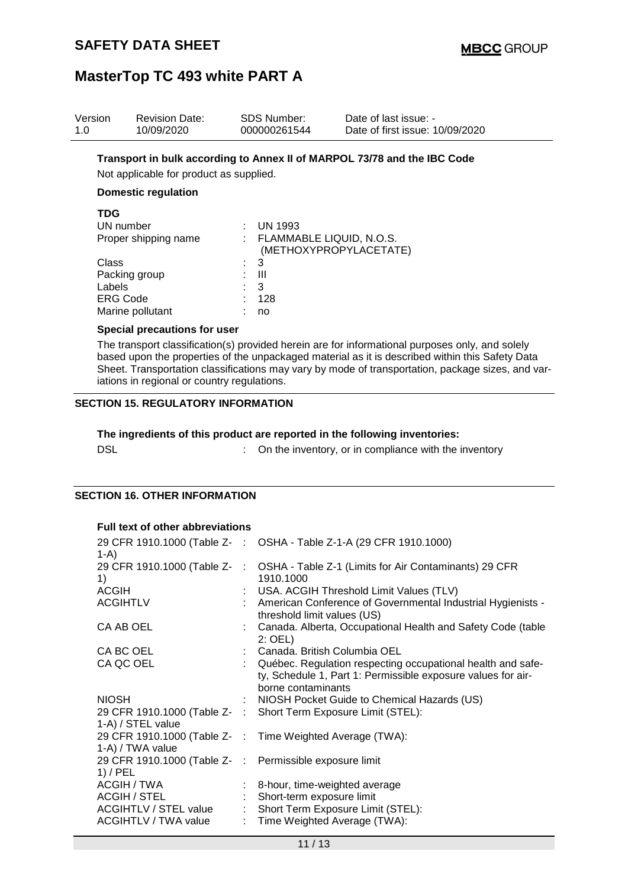Version 1.0 | Revision Date: 10/09/2020 | SDS Number: 000000261544 | Date of last issue: - | Date of first issue: 10/09/2020

**Transport in bulk according to Annex II of MARPOL 73/78 and the IBC Code**

Not applicable for product as supplied.

**Domestic regulation**

**TDG**

| | |
|---|---|
| UN number | : UN 1993 |
| Proper shipping name | : FLAMMABLE LIQUID, N.O.S. (METHOXYPROPYLACETATE) |
| Class | : 3 |
| Packing group | : III |
| Labels | : 3 |
| ERG Code | : 128 |
| Marine pollutant | : no |

**Special precautions for user**

The transport classification(s) provided herein are for informational purposes only, and solely based upon the properties of the unpackaged material as it is described within this Safety Data Sheet. Transportation classifications may vary by mode of transportation, package sizes, and variations in regional or country regulations.

## SECTION 15. REGULATORY INFORMATION

**The ingredients of this product are reported in the following inventories:**

| | |
|---|---|
| DSL | : On the inventory, or in compliance with the inventory |

## SECTION 16. OTHER INFORMATION

**Full text of other abbreviations**

| | |
|---|---|
| 29 CFR 1910.1000 (Table Z-1-A) | : OSHA - Table Z-1-A (29 CFR 1910.1000) |
| 29 CFR 1910.1000 (Table Z-1) | : OSHA - Table Z-1 (Limits for Air Contaminants) 29 CFR 1910.1000 |
| ACGIH | : USA. ACGIH Threshold Limit Values (TLV) |
| ACGIHTLV | : American Conference of Governmental Industrial Hygienists - threshold limit values (US) |
| CA AB OEL | : Canada. Alberta, Occupational Health and Safety Code (table 2: OEL) |
| CA BC OEL | : Canada. British Columbia OEL |
| CA QC OEL | : Québec. Regulation respecting occupational health and safety, Schedule 1, Part 1: Permissible exposure values for airborne contaminants |
| NIOSH | : NIOSH Pocket Guide to Chemical Hazards (US) |
| 29 CFR 1910.1000 (Table Z-1-A) / STEL value | : Short Term Exposure Limit (STEL): |
| 29 CFR 1910.1000 (Table Z-1-A) / TWA value | : Time Weighted Average (TWA): |
| 29 CFR 1910.1000 (Table Z-1) / PEL | : Permissible exposure limit |
| ACGIH / TWA | : 8-hour, time-weighted average |
| ACGIH / STEL | : Short-term exposure limit |
| ACGIHTLV / STEL value | : Short Term Exposure Limit (STEL): |
| ACGIHTLV / TWA value | : Time Weighted Average (TWA): |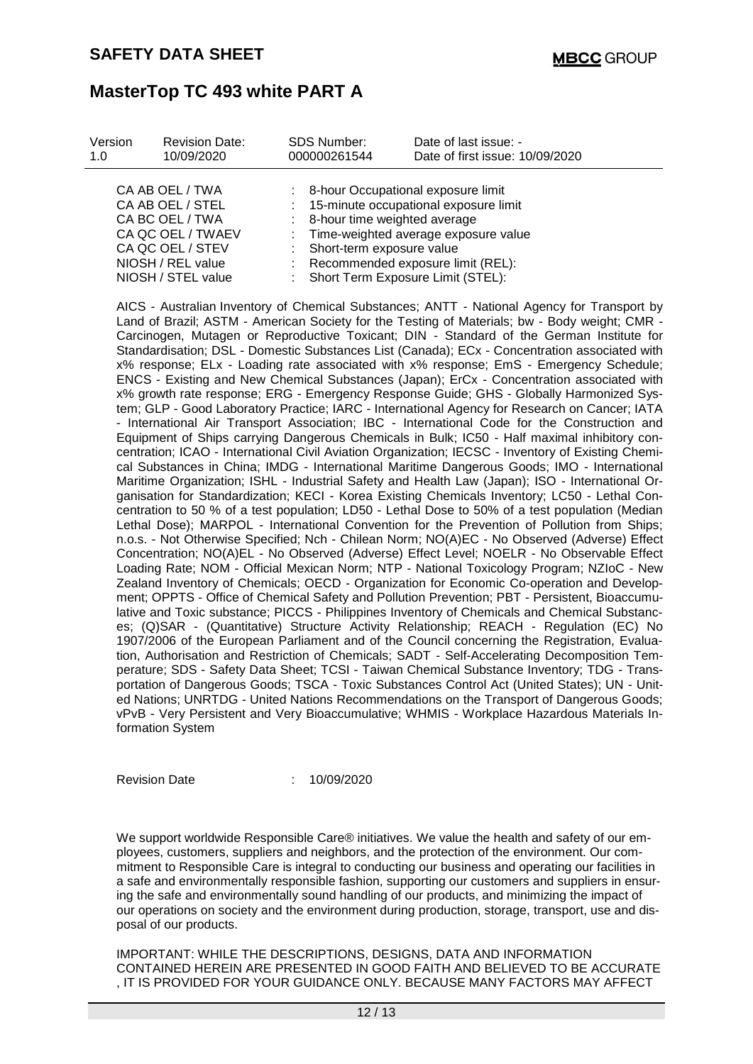| Version | Revision Date: | SDS Number: | Date of last issue: - |
| --- | --- | --- | --- |
| 1.0 | 10/09/2020 | 000000261544 | Date of first issue: 10/09/2020 |

| | | |
| --- | --- | --- |
| CA AB OEL / TWA | : | 8-hour Occupational exposure limit |
| CA AB OEL / STEL | : | 15-minute occupational exposure limit |
| CA BC OEL / TWA | : | 8-hour time weighted average |
| CA QC OEL / TWAEV | : | Time-weighted average exposure value |
| CA QC OEL / STEV | : | Short-term exposure value |
| NIOSH / REL value | : | Recommended exposure limit (REL): |
| NIOSH / STEL value | : | Short Term Exposure Limit (STEL): |

AICS - Australian Inventory of Chemical Substances; ANTT - National Agency for Transport by Land of Brazil; ASTM - American Society for the Testing of Materials; bw - Body weight; CMR - Carcinogen, Mutagen or Reproductive Toxicant; DIN - Standard of the German Institute for Standardisation; DSL - Domestic Substances List (Canada); ECx - Concentration associated with x% response; ELx - Loading rate associated with x% response; EmS - Emergency Schedule; ENCS - Existing and New Chemical Substances (Japan); ErCx - Concentration associated with x% growth rate response; ERG - Emergency Response Guide; GHS - Globally Harmonized System; GLP - Good Laboratory Practice; IARC - International Agency for Research on Cancer; IATA - International Air Transport Association; IBC - International Code for the Construction and Equipment of Ships carrying Dangerous Chemicals in Bulk; IC50 - Half maximal inhibitory concentration; ICAO - International Civil Aviation Organization; IECSC - Inventory of Existing Chemical Substances in China; IMDG - International Maritime Dangerous Goods; IMO - International Maritime Organization; ISHL - Industrial Safety and Health Law (Japan); ISO - International Organisation for Standardization; KECI - Korea Existing Chemicals Inventory; LC50 - Lethal Concentration to 50 % of a test population; LD50 - Lethal Dose to 50% of a test population (Median Lethal Dose); MARPOL - International Convention for the Prevention of Pollution from Ships; n.o.s. - Not Otherwise Specified; Nch - Chilean Norm; NO(A)EC - No Observed (Adverse) Effect Concentration; NO(A)EL - No Observed (Adverse) Effect Level; NOELR - No Observable Effect Loading Rate; NOM - Official Mexican Norm; NTP - National Toxicology Program; NZIoC - New Zealand Inventory of Chemicals; OECD - Organization for Economic Co-operation and Development; OPPTS - Office of Chemical Safety and Pollution Prevention; PBT - Persistent, Bioaccumulative and Toxic substance; PICCS - Philippines Inventory of Chemicals and Chemical Substances; (Q)SAR - (Quantitative) Structure Activity Relationship; REACH - Regulation (EC) No 1907/2006 of the European Parliament and of the Council concerning the Registration, Evaluation, Authorisation and Restriction of Chemicals; SADT - Self-Accelerating Decomposition Temperature; SDS - Safety Data Sheet; TCSI - Taiwan Chemical Substance Inventory; TDG - Transportation of Dangerous Goods; TSCA - Toxic Substances Control Act (United States); UN - United Nations; UNRTDG - United Nations Recommendations on the Transport of Dangerous Goods; vPvB - Very Persistent and Very Bioaccumulative; WHMIS - Workplace Hazardous Materials Information System

Revision Date : 10/09/2020

We support worldwide Responsible Care® initiatives. We value the health and safety of our employees, customers, suppliers and neighbors, and the protection of the environment. Our commitment to Responsible Care is integral to conducting our business and operating our facilities in a safe and environmentally responsible fashion, supporting our customers and suppliers in ensuring the safe and environmentally sound handling of our products, and minimizing the impact of our operations on society and the environment during production, storage, transport, use and disposal of our products.

IMPORTANT: WHILE THE DESCRIPTIONS, DESIGNS, DATA AND INFORMATION CONTAINED HEREIN ARE PRESENTED IN GOOD FAITH AND BELIEVED TO BE ACCURATE , IT IS PROVIDED FOR YOUR GUIDANCE ONLY. BECAUSE MANY FACTORS MAY AFFECT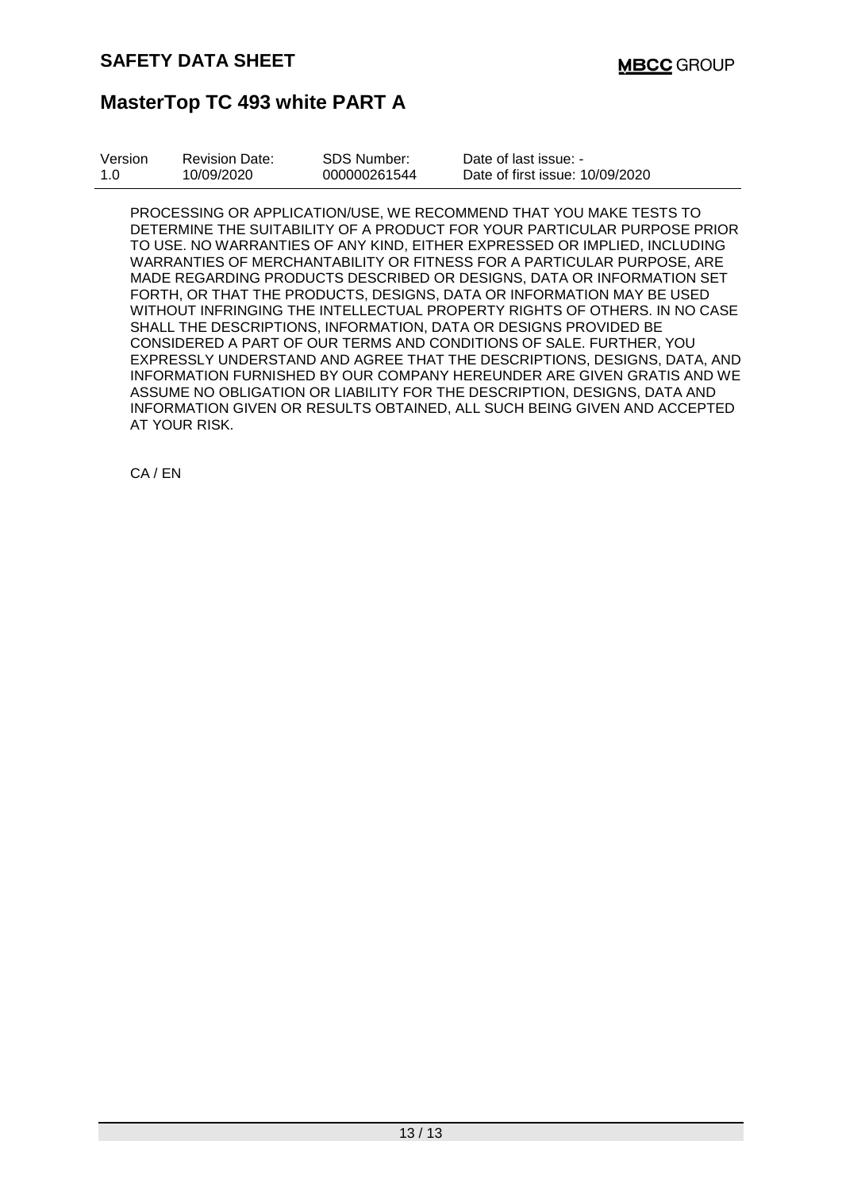PROCESSING OR APPLICATION/USE, WE RECOMMEND THAT YOU MAKE TESTS TO DETERMINE THE SUITABILITY OF A PRODUCT FOR YOUR PARTICULAR PURPOSE PRIOR TO USE. NO WARRANTIES OF ANY KIND, EITHER EXPRESSED OR IMPLIED, INCLUDING WARRANTIES OF MERCHANTABILITY OR FITNESS FOR A PARTICULAR PURPOSE, ARE MADE REGARDING PRODUCTS DESCRIBED OR DESIGNS, DATA OR INFORMATION SET FORTH, OR THAT THE PRODUCTS, DESIGNS, DATA OR INFORMATION MAY BE USED WITHOUT INFRINGING THE INTELLECTUAL PROPERTY RIGHTS OF OTHERS. IN NO CASE SHALL THE DESCRIPTIONS, INFORMATION, DATA OR DESIGNS PROVIDED BE CONSIDERED A PART OF OUR TERMS AND CONDITIONS OF SALE. FURTHER, YOU EXPRESSLY UNDERSTAND AND AGREE THAT THE DESCRIPTIONS, DESIGNS, DATA, AND INFORMATION FURNISHED BY OUR COMPANY HEREUNDER ARE GIVEN GRATIS AND WE ASSUME NO OBLIGATION OR LIABILITY FOR THE DESCRIPTION, DESIGNS, DATA AND INFORMATION GIVEN OR RESULTS OBTAINED, ALL SUCH BEING GIVEN AND ACCEPTED AT YOUR RISK.

CA / EN